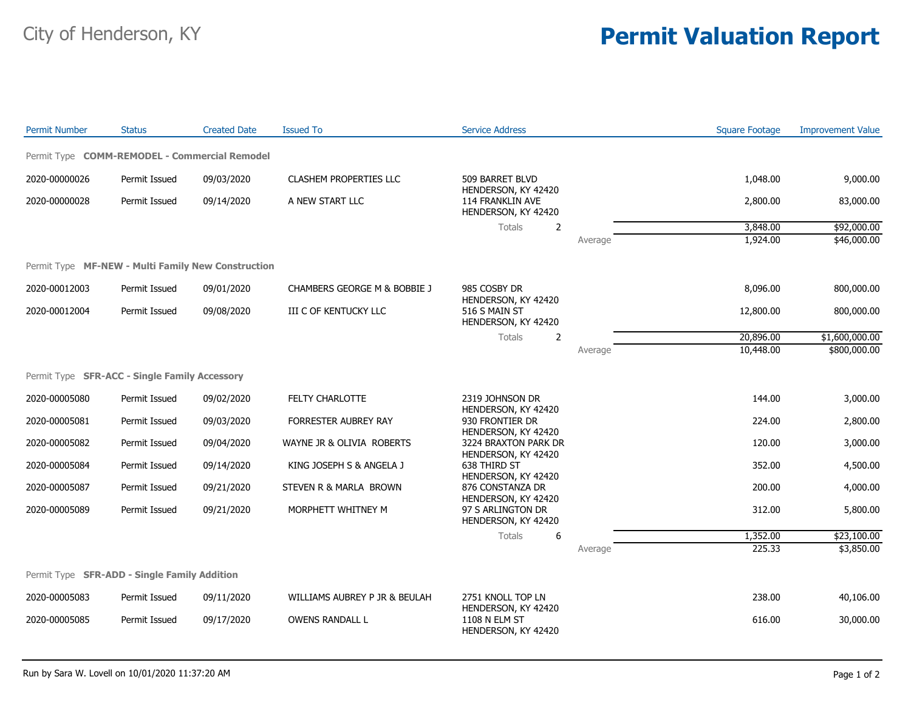City of Henderson, KY

# Permit Valuation Report

| Permit Number | Status | Created Date | Issued To | Service Address | | Square Footage | Improvement Value |
|---|---|---|---|---|---|---|---|
| Permit Type **COMM-REMODEL - Commercial Remodel** | | | | | | | |
| 2020-00000026 | Permit Issued | 09/03/2020 | CLASHEM PROPERTIES LLC | 509 BARRET BLVD HENDERSON, KY 42420 | | 1,048.00 | 9,000.00 |
| 2020-00000028 | Permit Issued | 09/14/2020 | A NEW START LLC | 114 FRANKLIN AVE HENDERSON, KY 42420 | | 2,800.00 | 83,000.00 |
| | | | | Totals 2 | | 3,848.00 | $92,000.00 |
| | | | | | Average | 1,924.00 | $46,000.00 |
| Permit Type **MF-NEW - Multi Family New Construction** | | | | | | | |
| 2020-00012003 | Permit Issued | 09/01/2020 | CHAMBERS GEORGE M & BOBBIE J | 985 COSBY DR HENDERSON, KY 42420 | | 8,096.00 | 800,000.00 |
| 2020-00012004 | Permit Issued | 09/08/2020 | III C OF KENTUCKY LLC | 516 S MAIN ST HENDERSON, KY 42420 | | 12,800.00 | 800,000.00 |
| | | | | Totals 2 | | 20,896.00 | $1,600,000.00 |
| | | | | | Average | 10,448.00 | $800,000.00 |
| Permit Type **SFR-ACC - Single Family Accessory** | | | | | | | |
| 2020-00005080 | Permit Issued | 09/02/2020 | FELTY CHARLOTTE | 2319 JOHNSON DR HENDERSON, KY 42420 | | 144.00 | 3,000.00 |
| 2020-00005081 | Permit Issued | 09/03/2020 | FORRESTER AUBREY RAY | 930 FRONTIER DR HENDERSON, KY 42420 | | 224.00 | 2,800.00 |
| 2020-00005082 | Permit Issued | 09/04/2020 | WAYNE JR & OLIVIA ROBERTS | 3224 BRAXTON PARK DR HENDERSON, KY 42420 | | 120.00 | 3,000.00 |
| 2020-00005084 | Permit Issued | 09/14/2020 | KING JOSEPH S & ANGELA J | 638 THIRD ST HENDERSON, KY 42420 | | 352.00 | 4,500.00 |
| 2020-00005087 | Permit Issued | 09/21/2020 | STEVEN R & MARLA BROWN | 876 CONSTANZA DR HENDERSON, KY 42420 | | 200.00 | 4,000.00 |
| 2020-00005089 | Permit Issued | 09/21/2020 | MORPHETT WHITNEY M | 97 S ARLINGTON DR HENDERSON, KY 42420 | | 312.00 | 5,800.00 |
| | | | | Totals 6 | | 1,352.00 | $23,100.00 |
| | | | | | Average | 225.33 | $3,850.00 |
| Permit Type **SFR-ADD - Single Family Addition** | | | | | | | |
| 2020-00005083 | Permit Issued | 09/11/2020 | WILLIAMS AUBREY P JR & BEULAH | 2751 KNOLL TOP LN HENDERSON, KY 42420 | | 238.00 | 40,106.00 |
| 2020-00005085 | Permit Issued | 09/17/2020 | OWENS RANDALL L | 1108 N ELM ST HENDERSON, KY 42420 | | 616.00 | 30,000.00 |

Run by Sara W. Lovell on 10/01/2020 11:37:20 AM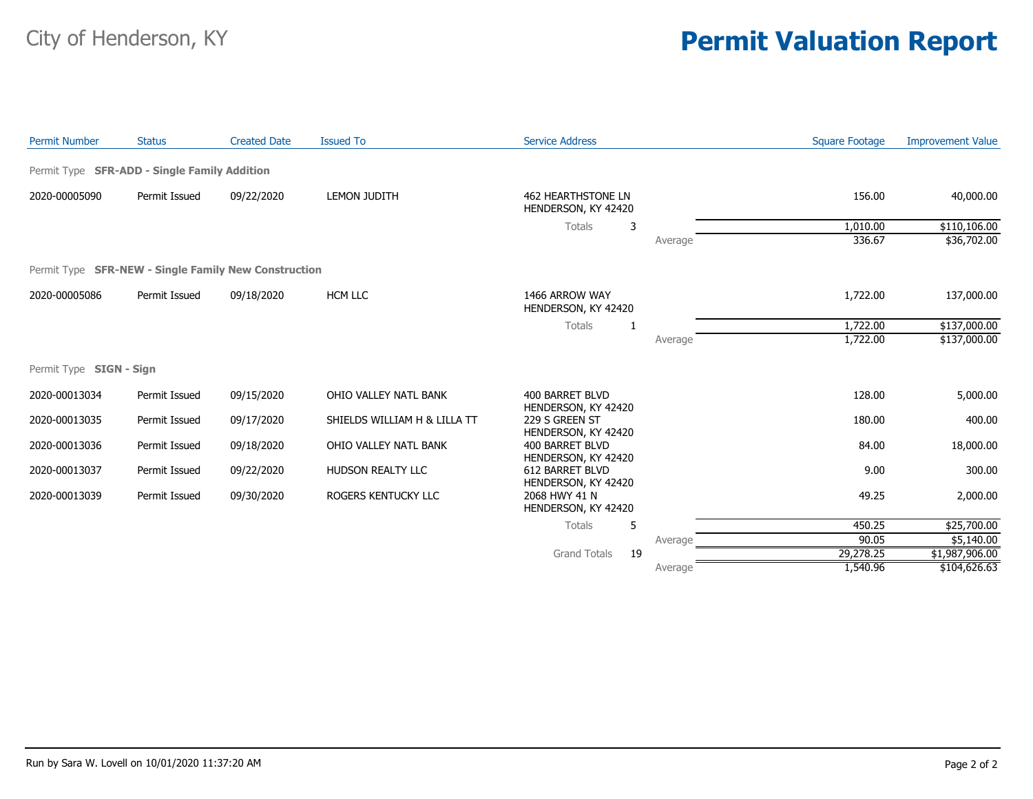City of Henderson, KY

# Permit Valuation Report

| Permit Number | Status | Created Date | Issued To | Service Address | | | Square Footage | Improvement Value |
|---|---|---|---|---|---|---|---|---|
| Permit Type **SFR-ADD - Single Family Addition** | | | | | | | | |
| 2020-00005090 | Permit Issued | 09/22/2020 | LEMON JUDITH | 462 HEARTHSTONE LN HENDERSON, KY 42420 | | | 156.00 | 40,000.00 |
| | | | | Totals | 3 | | 1,010.00 | $110,106.00 |
| | | | | | | Average | 336.67 | $36,702.00 |
| Permit Type **SFR-NEW - Single Family New Construction** | | | | | | | | |
| 2020-00005086 | Permit Issued | 09/18/2020 | HCM LLC | 1466 ARROW WAY HENDERSON, KY 42420 | | | 1,722.00 | 137,000.00 |
| | | | | Totals | 1 | | 1,722.00 | $137,000.00 |
| | | | | | | Average | 1,722.00 | $137,000.00 |
| Permit Type **SIGN - Sign** | | | | | | | | |
| 2020-00013034 | Permit Issued | 09/15/2020 | OHIO VALLEY NATL BANK | 400 BARRET BLVD HENDERSON, KY 42420 | | | 128.00 | 5,000.00 |
| 2020-00013035 | Permit Issued | 09/17/2020 | SHIELDS WILLIAM H & LILLA TT | 229 S GREEN ST HENDERSON, KY 42420 | | | 180.00 | 400.00 |
| 2020-00013036 | Permit Issued | 09/18/2020 | OHIO VALLEY NATL BANK | 400 BARRET BLVD HENDERSON, KY 42420 | | | 84.00 | 18,000.00 |
| 2020-00013037 | Permit Issued | 09/22/2020 | HUDSON REALTY LLC | 612 BARRET BLVD HENDERSON, KY 42420 | | | 9.00 | 300.00 |
| 2020-00013039 | Permit Issued | 09/30/2020 | ROGERS KENTUCKY LLC | 2068 HWY 41 N HENDERSON, KY 42420 | | | 49.25 | 2,000.00 |
| | | | | Totals | 5 | | 450.25 | $25,700.00 |
| | | | | | | Average | 90.05 | $5,140.00 |
| | | | | Grand Totals | 19 | | 29,278.25 | $1,987,906.00 |
| | | | | | | Average | 1,540.96 | $104,626.63 |

Run by Sara W. Lovell on 10/01/2020 11:37:20 AM